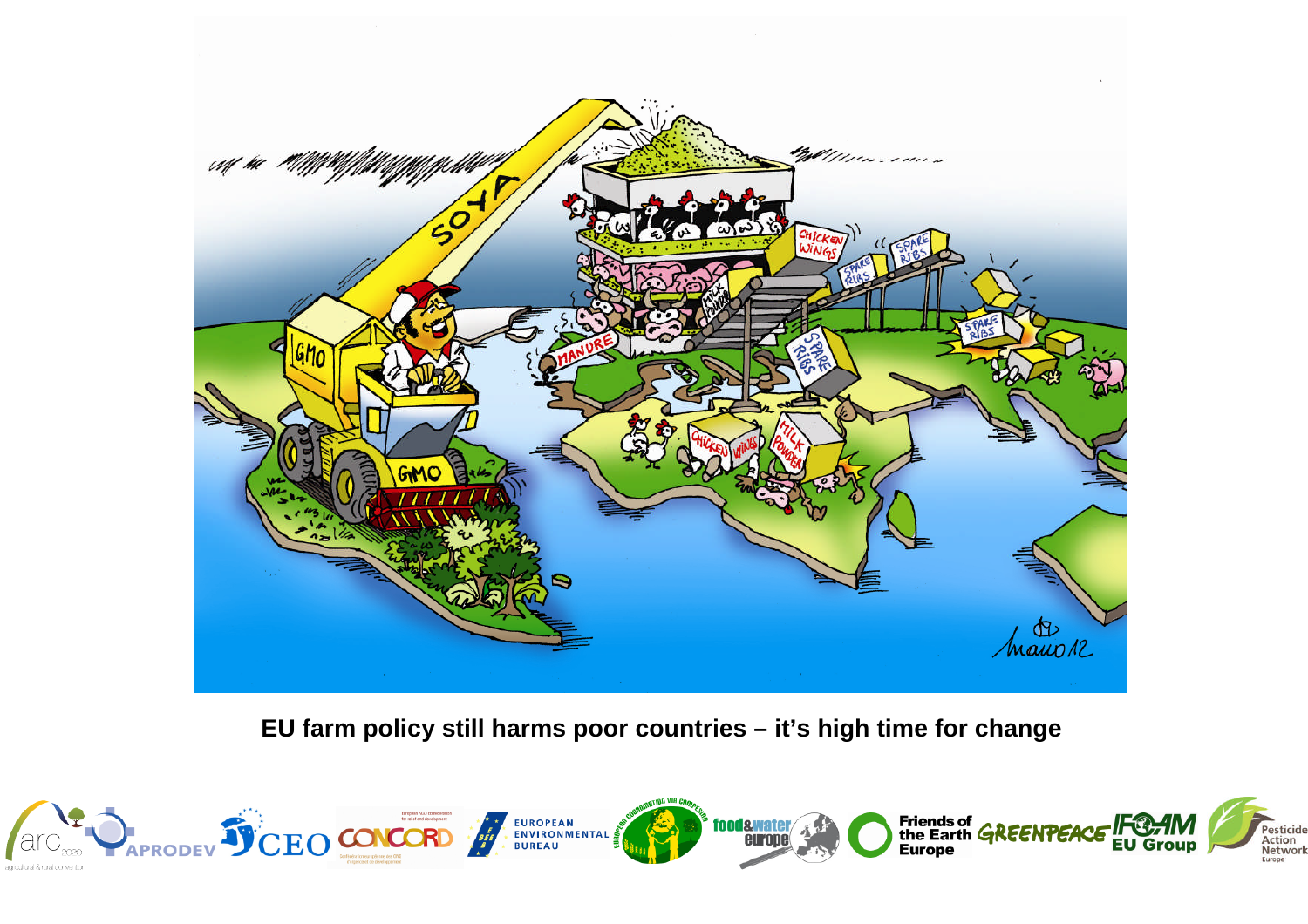**EU farm policy still harms poor countries – it's high time for change**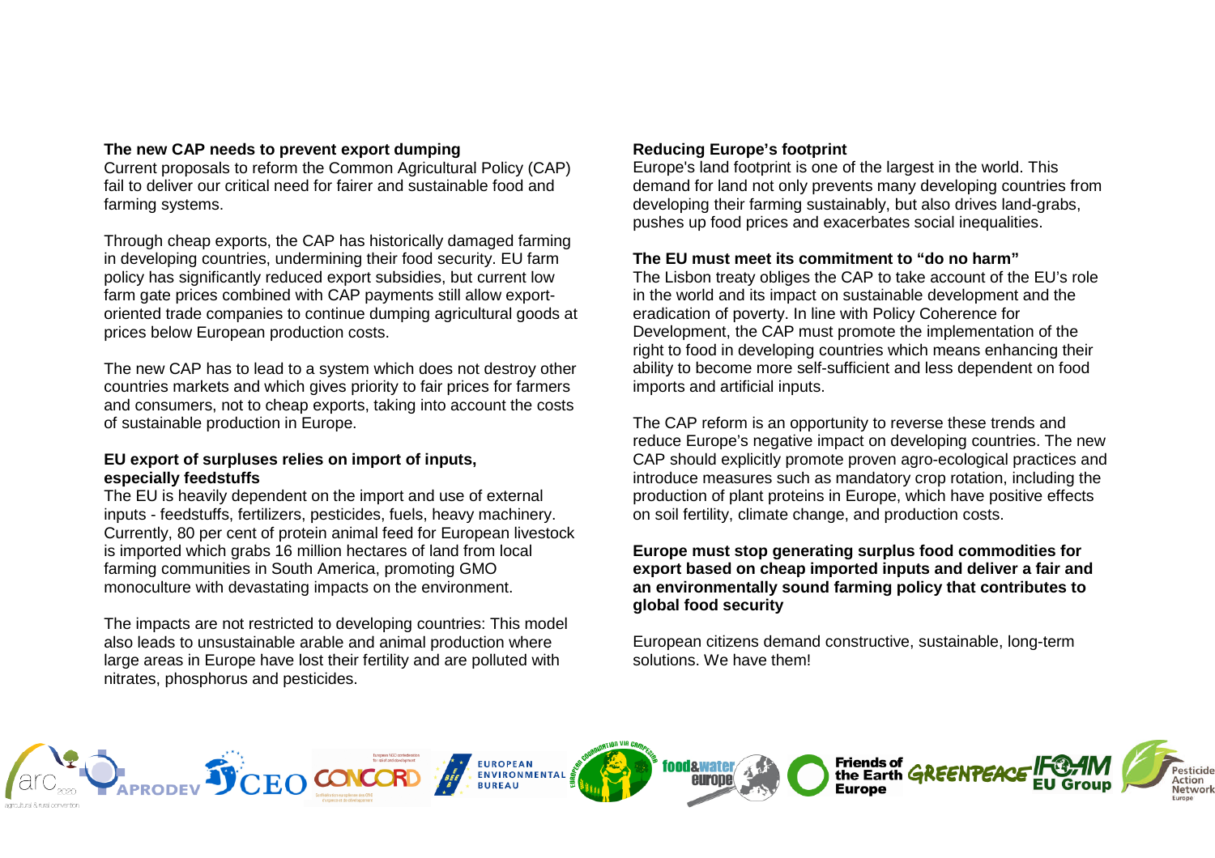### The new CAP needs to prevent export dumping

Current proposals to reform the Common Agricultural Policy (CAP) fail to deliver our critical need for fairer and sustainable food and farming systems.

Through cheap exports, the CAP has historically damaged farming in developing countries, undermining their food security. EU farm policy has significantly reduced export subsidies, but current low farm gate prices combined with CAP payments still allow export-oriented trade companies to continue dumping agricultural goods at prices below European production costs.

The new CAP has to lead to a system which does not destroy other countries markets and which gives priority to fair prices for farmers and consumers, not to cheap exports, taking into account the costs of sustainable production in Europe.

### EU export of surpluses relies on import of inputs, especially feedstuffs

The EU is heavily dependent on the import and use of external inputs - feedstuffs, fertilizers, pesticides, fuels, heavy machinery. Currently, 80 per cent of protein animal feed for European livestock is imported which grabs 16 million hectares of land from local farming communities in South America, promoting GMO monoculture with devastating impacts on the environment.

The impacts are not restricted to developing countries: This model also leads to unsustainable arable and animal production where large areas in Europe have lost their fertility and are polluted with nitrates, phosphorus and pesticides.

### Reducing Europe's footprint

Europe's land footprint is one of the largest in the world. This demand for land not only prevents many developing countries from developing their farming sustainably, but also drives land-grabs, pushes up food prices and exacerbates social inequalities.

### The EU must meet its commitment to "do no harm"

The Lisbon treaty obliges the CAP to take account of the EU's role in the world and its impact on sustainable development and the eradication of poverty. In line with Policy Coherence for Development, the CAP must promote the implementation of the right to food in developing countries which means enhancing their ability to become more self-sufficient and less dependent on food imports and artificial inputs.

The CAP reform is an opportunity to reverse these trends and reduce Europe's negative impact on developing countries. The new CAP should explicitly promote proven agro-ecological practices and introduce measures such as mandatory crop rotation, including the production of plant proteins in Europe, which have positive effects on soil fertility, climate change, and production costs.

**Europe must stop generating surplus food commodities for export based on cheap imported inputs and deliver a fair and an environmentally sound farming policy that contributes to global food security**

European citizens demand constructive, sustainable, long-term solutions. We have them!

arc2020 agricultural & rural convention · APRODEV · CEO · CONCORD · European Environmental Bureau · European Coordination Via Campesina · food&water europe · Friends of the Earth Europe · GREENPEACE · IFOAM EU Group · Pesticide Action Network Europe